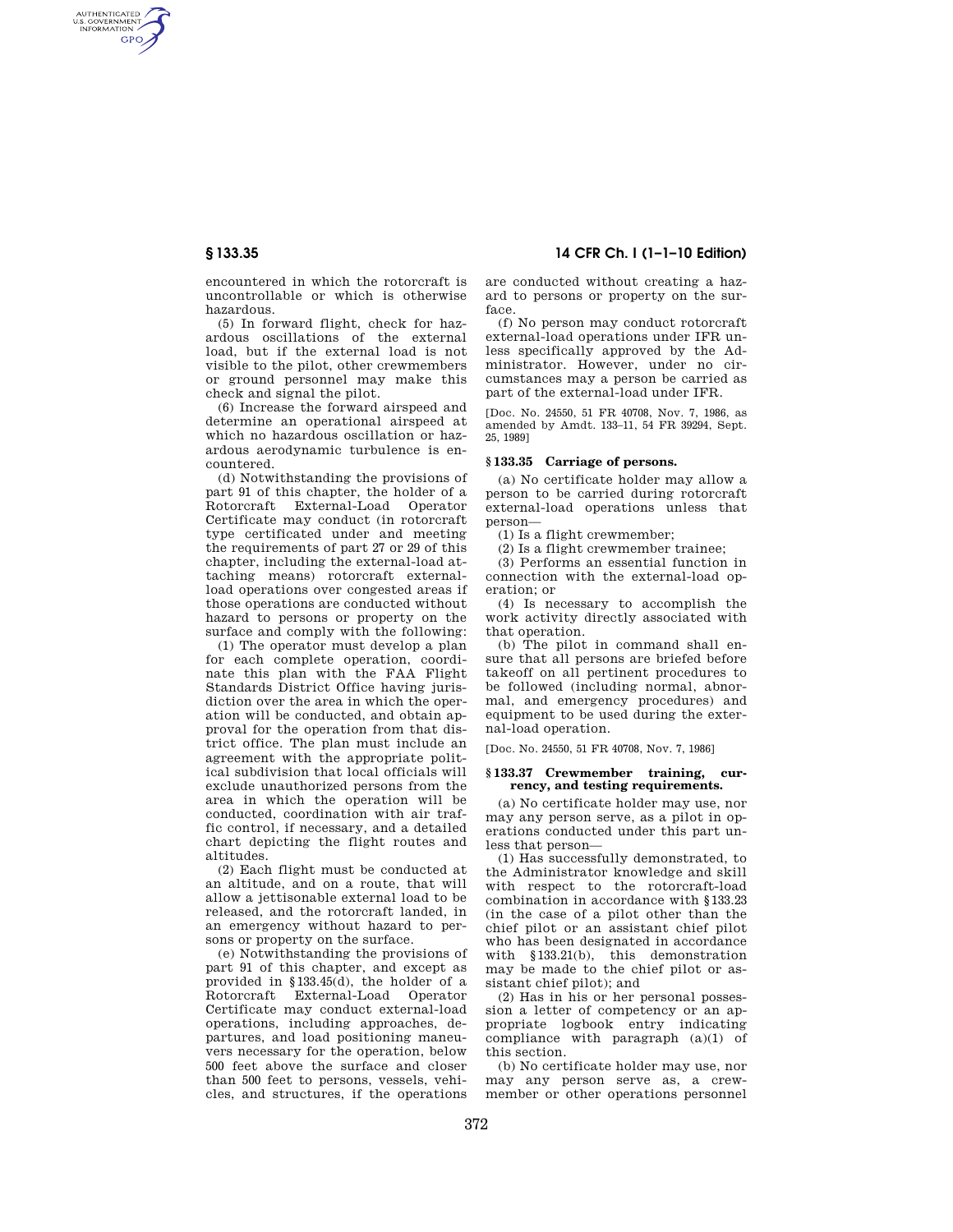encountered in which the rotorcraft is uncontrollable or which is otherwise hazardous.

(5) In forward flight, check for hazardous oscillations of the external load, but if the external load is not visible to the pilot, other crewmembers or ground personnel may make this check and signal the pilot.

(6) Increase the forward airspeed and determine an operational airspeed at which no hazardous oscillation or hazardous aerodynamic turbulence is encountered.

(d) Notwithstanding the provisions of part 91 of this chapter, the holder of a Rotorcraft External-Load Operator Certificate may conduct (in rotorcraft type certificated under and meeting the requirements of part 27 or 29 of this chapter, including the external-load attaching means) rotorcraft external-load operations over congested areas if those operations are conducted without hazard to persons or property on the surface and comply with the following:

(1) The operator must develop a plan for each complete operation, coordinate this plan with the FAA Flight Standards District Office having jurisdiction over the area in which the operation will be conducted, and obtain approval for the operation from that district office. The plan must include an agreement with the appropriate political subdivision that local officials will exclude unauthorized persons from the area in which the operation will be conducted, coordination with air traffic control, if necessary, and a detailed chart depicting the flight routes and altitudes.

(2) Each flight must be conducted at an altitude, and on a route, that will allow a jettisonable external load to be released, and the rotorcraft landed, in an emergency without hazard to persons or property on the surface.

(e) Notwithstanding the provisions of part 91 of this chapter, and except as provided in §133.45(d), the holder of a Rotorcraft External-Load Operator Certificate may conduct external-load operations, including approaches, departures, and load positioning maneuvers necessary for the operation, below 500 feet above the surface and closer than 500 feet to persons, vessels, vehicles, and structures, if the operations are conducted without creating a hazard to persons or property on the surface.

(f) No person may conduct rotorcraft external-load operations under IFR unless specifically approved by the Administrator. However, under no circumstances may a person be carried as part of the external-load under IFR.

[Doc. No. 24550, 51 FR 40708, Nov. 7, 1986, as amended by Amdt. 133–11, 54 FR 39294, Sept. 25, 1989]

## § 133.35 Carriage of persons.

(a) No certificate holder may allow a person to be carried during rotorcraft external-load operations unless that person—

(1) Is a flight crewmember;

(2) Is a flight crewmember trainee;

(3) Performs an essential function in connection with the external-load operation; or

(4) Is necessary to accomplish the work activity directly associated with that operation.

(b) The pilot in command shall ensure that all persons are briefed before takeoff on all pertinent procedures to be followed (including normal, abnormal, and emergency procedures) and equipment to be used during the external-load operation.

[Doc. No. 24550, 51 FR 40708, Nov. 7, 1986]

## § 133.37 Crewmember training, currency, and testing requirements.

(a) No certificate holder may use, nor may any person serve, as a pilot in operations conducted under this part unless that person—

(1) Has successfully demonstrated, to the Administrator knowledge and skill with respect to the rotorcraft-load combination in accordance with §133.23 (in the case of a pilot other than the chief pilot or an assistant chief pilot who has been designated in accordance with §133.21(b), this demonstration may be made to the chief pilot or assistant chief pilot); and

(2) Has in his or her personal possession a letter of competency or an appropriate logbook entry indicating compliance with paragraph (a)(1) of this section.

(b) No certificate holder may use, nor may any person serve as, a crewmember or other operations personnel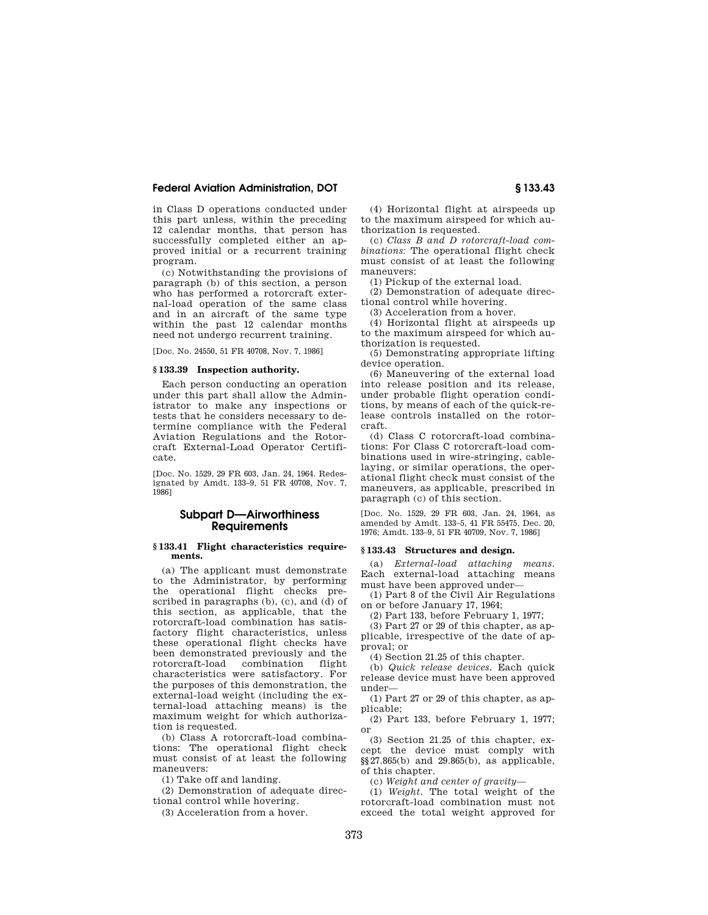in Class D operations conducted under this part unless, within the preceding 12 calendar months, that person has successfully completed either an approved initial or a recurrent training program.

(c) Notwithstanding the provisions of paragraph (b) of this section, a person who has performed a rotorcraft external-load operation of the same class and in an aircraft of the same type within the past 12 calendar months need not undergo recurrent training.

[Doc. No. 24550, 51 FR 40708, Nov. 7, 1986]

### § 133.39 Inspection authority.

Each person conducting an operation under this part shall allow the Administrator to make any inspections or tests that he considers necessary to determine compliance with the Federal Aviation Regulations and the Rotorcraft External-Load Operator Certificate.

[Doc. No. 1529, 29 FR 603, Jan. 24, 1964. Redesignated by Amdt. 133–9, 51 FR 40708, Nov. 7, 1986]

## Subpart D—Airworthiness Requirements

### § 133.41 Flight characteristics requirements.

(a) The applicant must demonstrate to the Administrator, by performing the operational flight checks prescribed in paragraphs (b), (c), and (d) of this section, as applicable, that the rotorcraft-load combination has satisfactory flight characteristics, unless these operational flight checks have been demonstrated previously and the rotorcraft-load combination flight characteristics were satisfactory. For the purposes of this demonstration, the external-load weight (including the external-load attaching means) is the maximum weight for which authorization is requested.

(b) Class A rotorcraft-load combinations: The operational flight check must consist of at least the following maneuvers:

(1) Take off and landing.

(2) Demonstration of adequate directional control while hovering.

(3) Acceleration from a hover.

(4) Horizontal flight at airspeeds up to the maximum airspeed for which authorization is requested.

(c) *Class B and D rotorcraft-load combinations:* The operational flight check must consist of at least the following maneuvers:

(1) Pickup of the external load.

(2) Demonstration of adequate directional control while hovering.

(3) Acceleration from a hover.

(4) Horizontal flight at airspeeds up to the maximum airspeed for which authorization is requested.

(5) Demonstrating appropriate lifting device operation.

(6) Maneuvering of the external load into release position and its release, under probable flight operation conditions, by means of each of the quick-release controls installed on the rotorcraft.

(d) Class C rotorcraft-load combinations: For Class C rotorcraft-load combinations used in wire-stringing, cable-laying, or similar operations, the operational flight check must consist of the maneuvers, as applicable, prescribed in paragraph (c) of this section.

[Doc. No. 1529, 29 FR 603, Jan. 24, 1964, as amended by Amdt. 133–5, 41 FR 55475, Dec. 20, 1976; Amdt. 133–9, 51 FR 40709, Nov. 7, 1986]

### § 133.43 Structures and design.

(a) *External-load attaching means.* Each external-load attaching means must have been approved under—

(1) Part 8 of the Civil Air Regulations on or before January 17, 1964;

(2) Part 133, before February 1, 1977;

(3) Part 27 or 29 of this chapter, as applicable, irrespective of the date of approval; or

(4) Section 21.25 of this chapter.

(b) *Quick release devices.* Each quick release device must have been approved under—

(1) Part 27 or 29 of this chapter, as applicable;

(2) Part 133, before February 1, 1977; or

(3) Section 21.25 of this chapter, except the device must comply with §§ 27.865(b) and 29.865(b), as applicable, of this chapter.

(c) *Weight and center of gravity*—

(1) *Weight.* The total weight of the rotorcraft-load combination must not exceed the total weight approved for